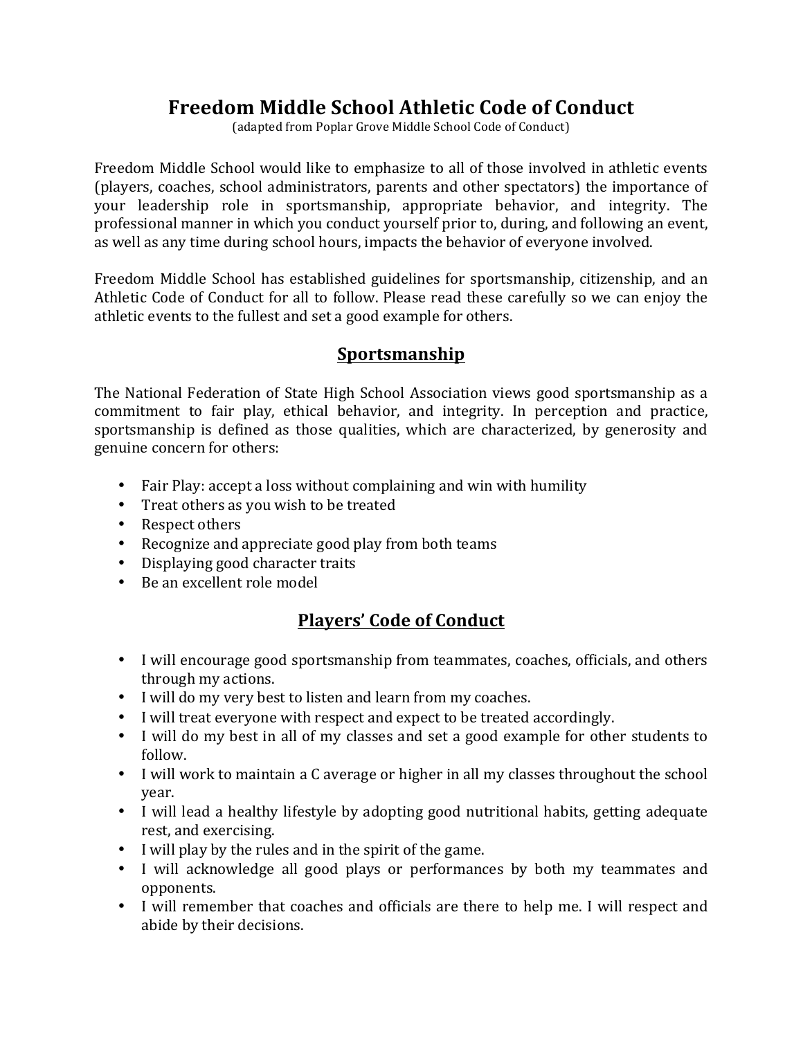# Freedom Middle School Athletic Code of Conduct

(adapted from Poplar Grove Middle School Code of Conduct)

Freedom Middle School would like to emphasize to all of those involved in athletic events (players, coaches, school administrators, parents and other spectators) the importance of your leadership role in sportsmanship, appropriate behavior, and integrity. The professional manner in which you conduct yourself prior to, during, and following an event, as well as any time during school hours, impacts the behavior of everyone involved.

Freedom Middle School has established guidelines for sportsmanship, citizenship, and an Athletic Code of Conduct for all to follow. Please read these carefully so we can enjoy the athletic events to the fullest and set a good example for others.

## Sportsmanship

The National Federation of State High School Association views good sportsmanship as a commitment to fair play, ethical behavior, and integrity. In perception and practice, sportsmanship is defined as those qualities, which are characterized, by generosity and genuine concern for others:

- Fair Play: accept a loss without complaining and win with humility
- Treat others as you wish to be treated
- Respect others
- Recognize and appreciate good play from both teams
- Displaying good character traits
- Be an excellent role model

## Players' Code of Conduct

- I will encourage good sportsmanship from teammates, coaches, officials, and others through my actions.
- I will do my very best to listen and learn from my coaches.
- I will treat everyone with respect and expect to be treated accordingly.
- I will do my best in all of my classes and set a good example for other students to follow.
- I will work to maintain a C average or higher in all my classes throughout the school year.
- I will lead a healthy lifestyle by adopting good nutritional habits, getting adequate rest, and exercising.
- I will play by the rules and in the spirit of the game.
- I will acknowledge all good plays or performances by both my teammates and opponents.
- I will remember that coaches and officials are there to help me. I will respect and abide by their decisions.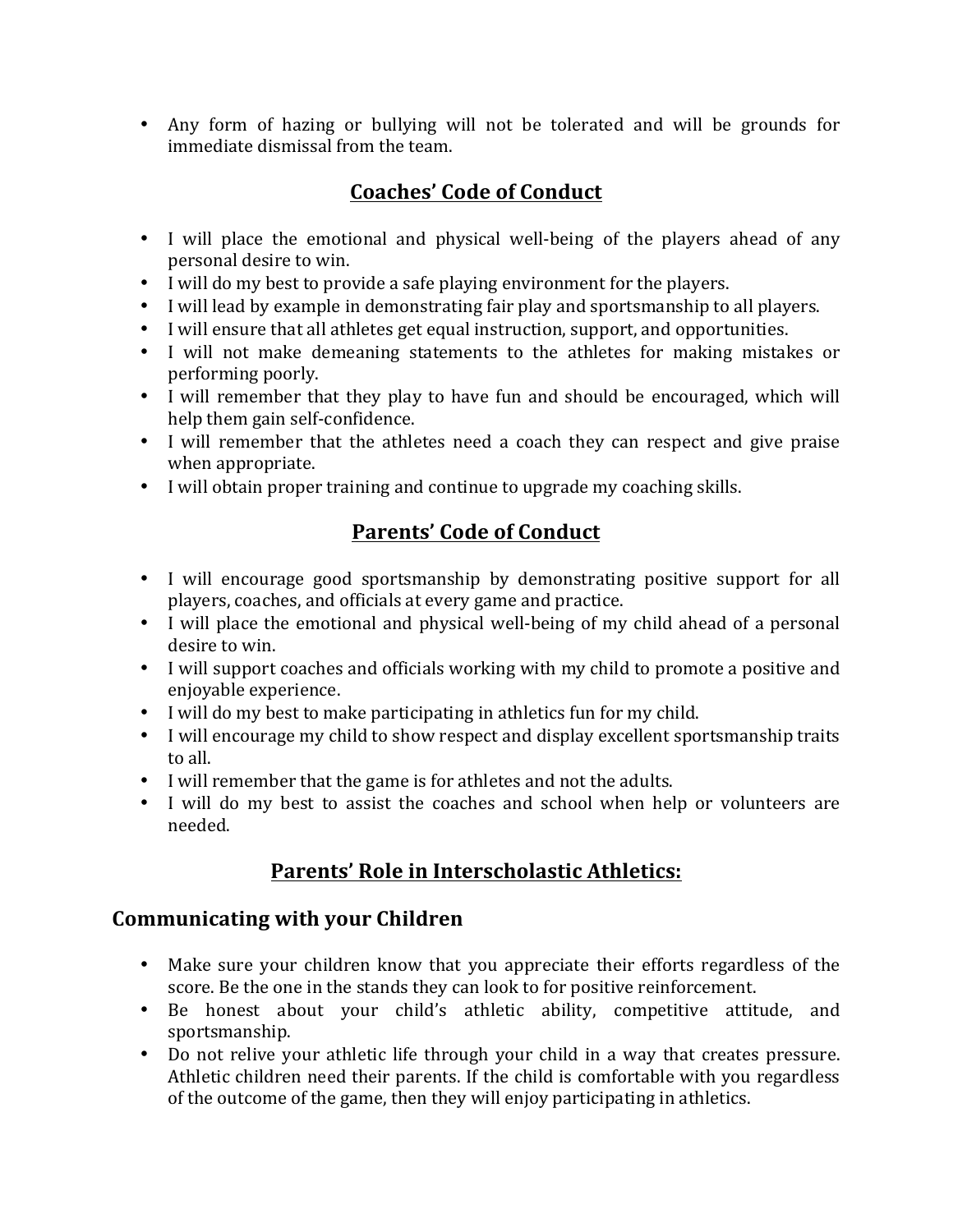- Any form of hazing or bullying will not be tolerated and will be grounds for immediate dismissal from the team.

## Coaches' Code of Conduct

- I will place the emotional and physical well-being of the players ahead of any personal desire to win.
- I will do my best to provide a safe playing environment for the players.
- I will lead by example in demonstrating fair play and sportsmanship to all players.
- I will ensure that all athletes get equal instruction, support, and opportunities.
- I will not make demeaning statements to the athletes for making mistakes or performing poorly.
- I will remember that they play to have fun and should be encouraged, which will help them gain self-confidence.
- I will remember that the athletes need a coach they can respect and give praise when appropriate.
- I will obtain proper training and continue to upgrade my coaching skills.

## Parents' Code of Conduct

- I will encourage good sportsmanship by demonstrating positive support for all players, coaches, and officials at every game and practice.
- I will place the emotional and physical well-being of my child ahead of a personal desire to win.
- I will support coaches and officials working with my child to promote a positive and enjoyable experience.
- I will do my best to make participating in athletics fun for my child.
- I will encourage my child to show respect and display excellent sportsmanship traits to all.
- I will remember that the game is for athletes and not the adults.
- I will do my best to assist the coaches and school when help or volunteers are needed.

## Parents' Role in Interscholastic Athletics:

### Communicating with your Children

- Make sure your children know that you appreciate their efforts regardless of the score. Be the one in the stands they can look to for positive reinforcement.
- Be honest about your child's athletic ability, competitive attitude, and sportsmanship.
- Do not relive your athletic life through your child in a way that creates pressure. Athletic children need their parents. If the child is comfortable with you regardless of the outcome of the game, then they will enjoy participating in athletics.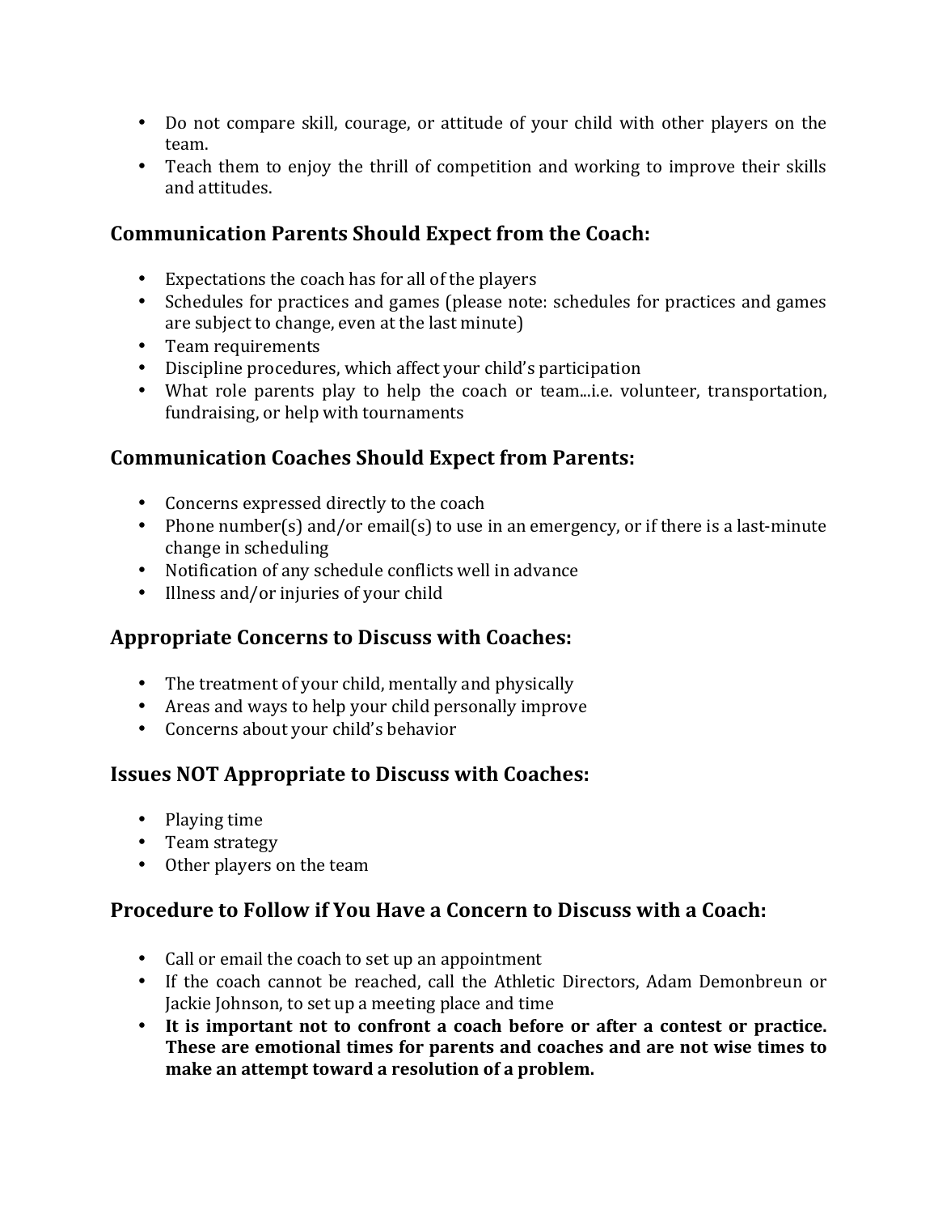- Do not compare skill, courage, or attitude of your child with other players on the team.
- Teach them to enjoy the thrill of competition and working to improve their skills and attitudes.

### Communication Parents Should Expect from the Coach:

- Expectations the coach has for all of the players
- Schedules for practices and games (please note: schedules for practices and games are subject to change, even at the last minute)
- Team requirements
- Discipline procedures, which affect your child's participation
- What role parents play to help the coach or team...i.e. volunteer, transportation, fundraising, or help with tournaments

### Communication Coaches Should Expect from Parents:

- Concerns expressed directly to the coach
- Phone number(s) and/or email(s) to use in an emergency, or if there is a last-minute change in scheduling
- Notification of any schedule conflicts well in advance
- Illness and/or injuries of your child

### Appropriate Concerns to Discuss with Coaches:

- The treatment of your child, mentally and physically
- Areas and ways to help your child personally improve
- Concerns about your child's behavior

### Issues NOT Appropriate to Discuss with Coaches:

- Playing time
- Team strategy
- Other players on the team

### Procedure to Follow if You Have a Concern to Discuss with a Coach:

- Call or email the coach to set up an appointment
- If the coach cannot be reached, call the Athletic Directors, Adam Demonbreun or Jackie Johnson, to set up a meeting place and time
- **It is important not to confront a coach before or after a contest or practice. These are emotional times for parents and coaches and are not wise times to make an attempt toward a resolution of a problem.**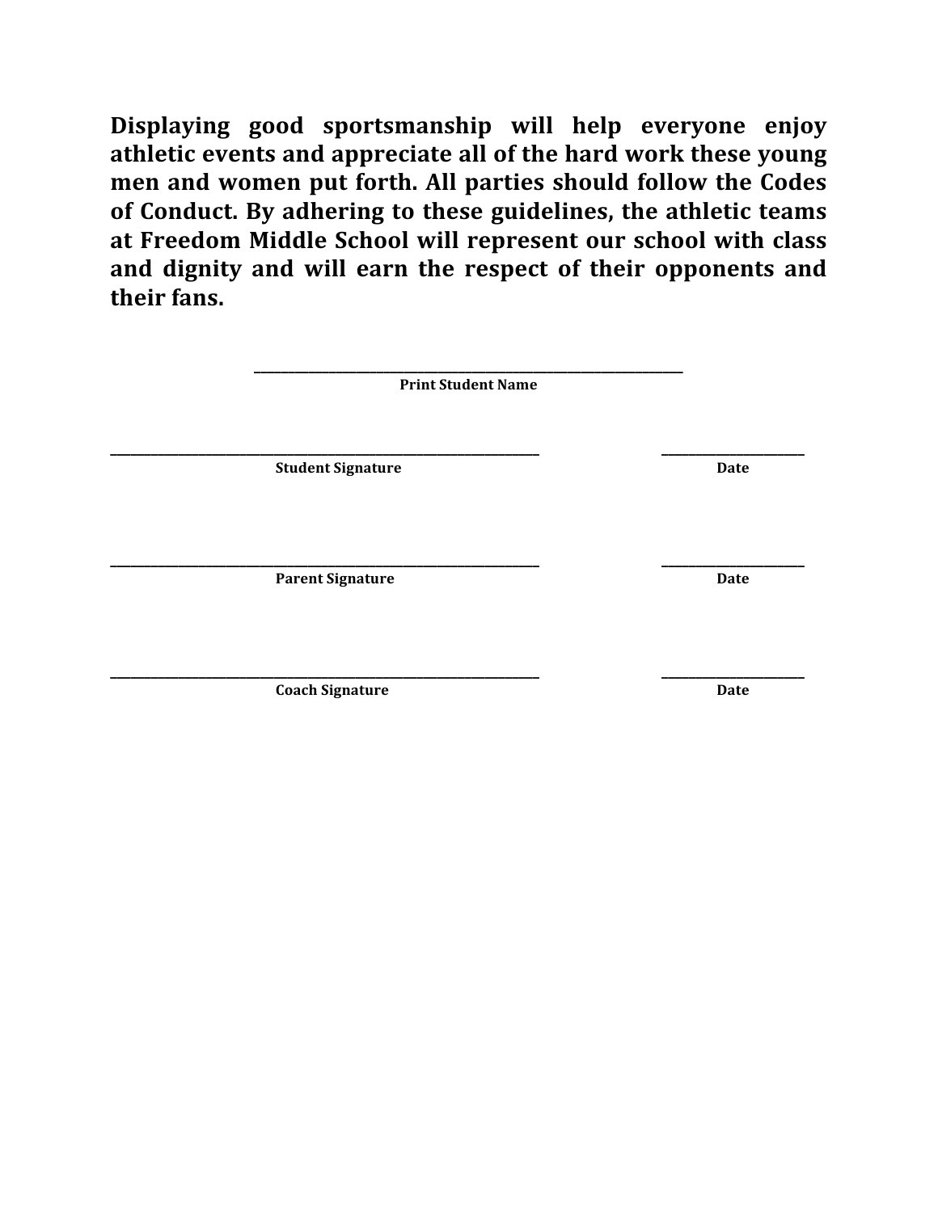**Displaying good sportsmanship will help everyone enjoy athletic events and appreciate all of the hard work these young men and women put forth. All parties should follow the Codes of Conduct. By adhering to these guidelines, the athletic teams at Freedom Middle School will represent our school with class and dignity and will earn the respect of their opponents and their fans.**

\_\_\_\_\_\_\_\_\_\_\_\_\_\_\_\_\_\_\_\_\_\_\_\_\_\_\_\_\_\_\_\_\_\_\_\_\_\_\_\_\_\_\_\_
**Print Student Name**

\_\_\_\_\_\_\_\_\_\_\_\_\_\_\_\_\_\_\_\_\_\_\_\_\_\_\_\_\_\_\_\_\_\_\_\_\_\_\_\_\_\_\_\_ \_\_\_\_\_\_\_\_\_\_\_\_\_\_\_\_
**Student Signature** **Date**

\_\_\_\_\_\_\_\_\_\_\_\_\_\_\_\_\_\_\_\_\_\_\_\_\_\_\_\_\_\_\_\_\_\_\_\_\_\_\_\_\_\_\_\_ \_\_\_\_\_\_\_\_\_\_\_\_\_\_\_\_
**Parent Signature** **Date**

\_\_\_\_\_\_\_\_\_\_\_\_\_\_\_\_\_\_\_\_\_\_\_\_\_\_\_\_\_\_\_\_\_\_\_\_\_\_\_\_\_\_\_\_ \_\_\_\_\_\_\_\_\_\_\_\_\_\_\_\_
**Coach Signature** **Date**